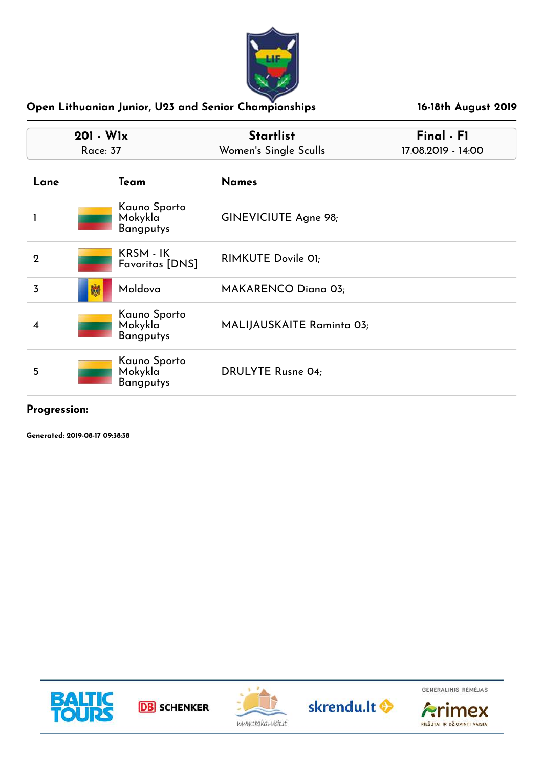## Open Lithuanian Junior, U23 and Senior Championships

16-18th August 2019

| 201 - W1x | Startlist | Final - F1 |
|---|---|---|
| Race: 37 | Women's Single Sculls | 17.08.2019 - 14:00 |

| Lane | Team | Names |
|---|---|---|
| 1 | Kauno Sporto Mokykla Bangputys | GINEVICIUTE Agne 98; |
| 2 | KRSM - IK Favoritas [DNS] | RIMKUTE Dovile 01; |
| 3 | Moldova | MAKARENCO Diana 03; |
| 4 | Kauno Sporto Mokykla Bangputys | MALIJAUSKAITE Raminta 03; |
| 5 | Kauno Sporto Mokykla Bangputys | DRULYTE Rusne 04; |

**Progression:**

**Generated: 2019-08-17 09:38:38**

BALTIC TOURS · DB SCHENKER · www.trakai-visit.lt · skrendu.lt · GENERALINIS RĖMĖJAS Arimex RIEŠUTAI IR DŽIOVINTI VAISIAI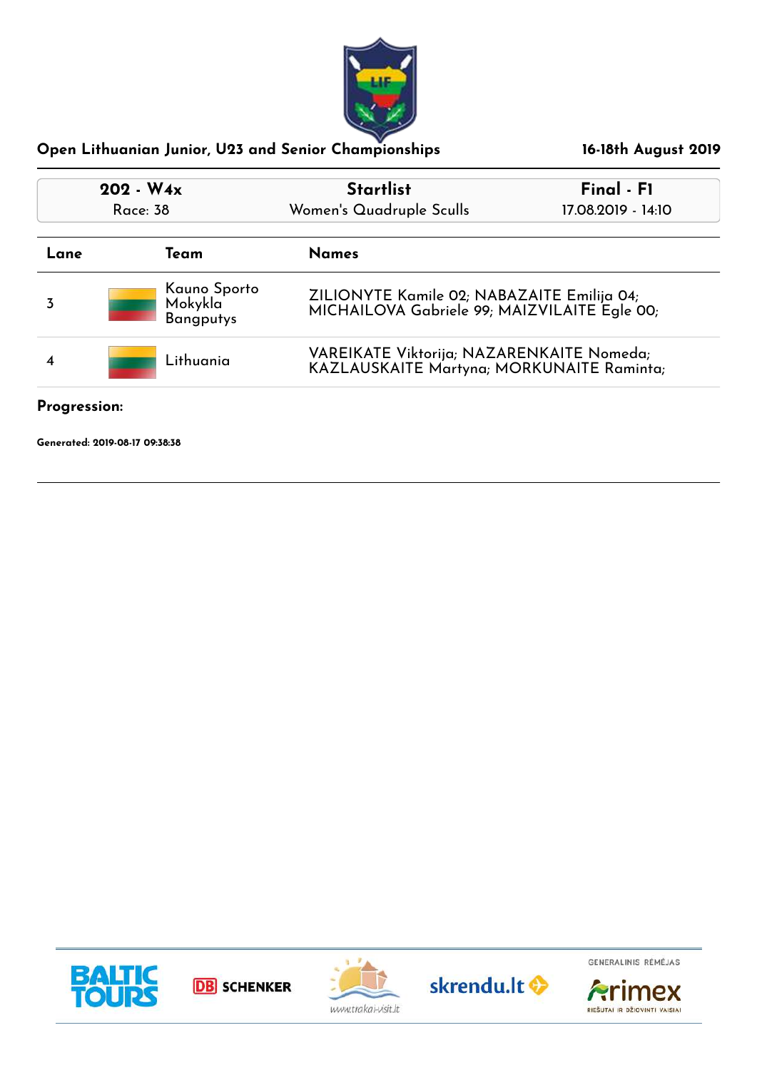## Open Lithuanian Junior, U23 and Senior Championships

**16-18th August 2019**

| 202 - W4x | Startlist | Final - F1 |
|---|---|---|
| Race: 38 | Women's Quadruple Sculls | 17.08.2019 - 14:10 |

| Lane | Team | Names |
|---|---|---|
| 3 | Kauno Sporto Mokykla Bangputys | ZILIONYTE Kamile 02; NABAZAITE Emilija 04; MICHAILOVA Gabriele 99; MAIZVILAITE Egle 00; |
| 4 | Lithuania | VAREIKATE Viktorija; NAZARENKAITE Nomeda; KAZLAUSKAITE Martyna; MORKUNAITE Raminta; |

**Progression:**

**Generated: 2019-08-17 09:38:38**

GENERALINIS RĖMĖJAS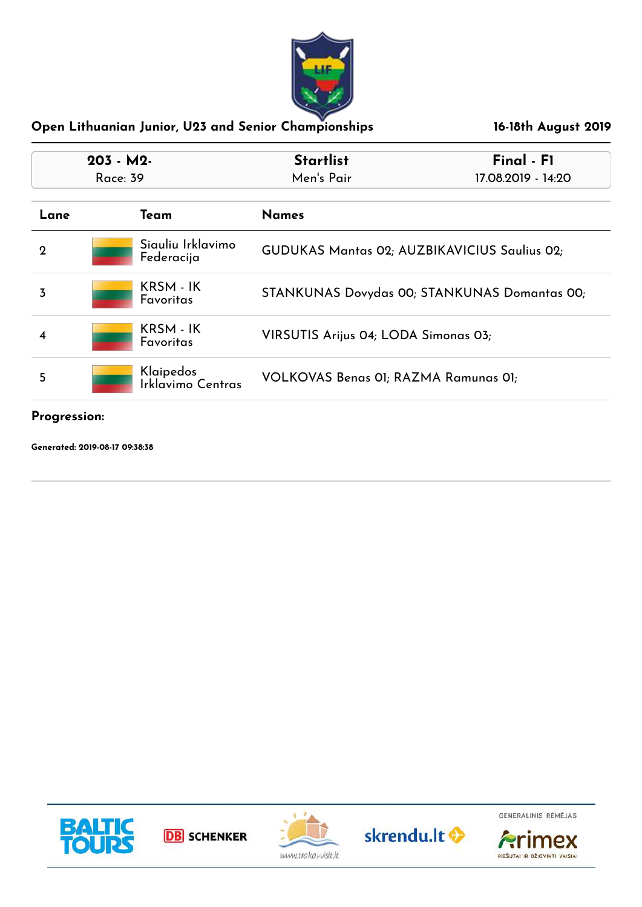# Open Lithuanian Junior, U23 and Senior Championships

**16-18th August 2019**

| 203 - M2- | Startlist | Final - F1 |
|---|---|---|
| Race: 39 | Men's Pair | 17.08.2019 - 14:20 |

| Lane | Team | Names |
|---|---|---|
| 2 | Siauliu Irklavimo Federacija | GUDUKAS Mantas 02; AUZBIKAVICIUS Saulius 02; |
| 3 | KRSM - IK Favoritas | STANKUNAS Dovydas 00; STANKUNAS Domantas 00; |
| 4 | KRSM - IK Favoritas | VIRSUTIS Arijus 04; LODA Simonas 03; |
| 5 | Klaipedos Irklavimo Centras | VOLKOVAS Benas 01; RAZMA Ramunas 01; |

**Progression:**

**Generated: 2019-08-17 09:38:38**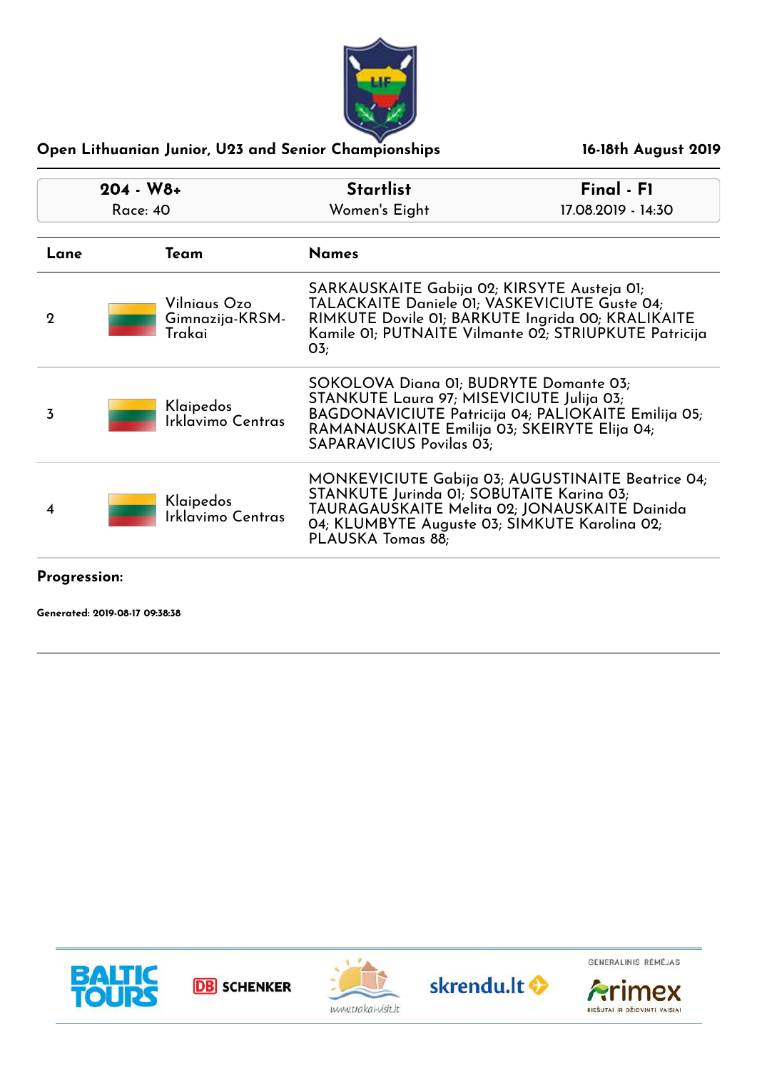## Open Lithuanian Junior, U23 and Senior Championships

**16-18th August 2019**

| 204 - W8+ | Startlist | Final - F1 |
|---|---|---|
| Race: 40 | Women's Eight | 17.08.2019 - 14:30 |

| Lane | Team | Names |
|---|---|---|
| 2 | Vilniaus Ozo Gimnazija-KRSM-Trakai | SARKAUSKAITE Gabija 02; KIRSYTE Austeja 01; TALACKAITE Daniele 01; VASKEVICIUTE Guste 04; RIMKUTE Dovile 01; BARKUTE Ingrida 00; KRALIKAITE Kamile 01; PUTNAITE Vilmante 02; STRIUPKUTE Patricija 03; |
| 3 | Klaipedos Irklavimo Centras | SOKOLOVA Diana 01; BUDRYTE Domante 03; STANKUTE Laura 97; MISEVICIUTE Julija 03; BAGDONAVICIUTE Patricija 04; PALIOKAITE Emilija 05; RAMANAUSKAITE Emilija 03; SKEIRYTE Elija 04; SAPARAVICIUS Povilas 03; |
| 4 | Klaipedos Irklavimo Centras | MONKEVICIUTE Gabija 03; AUGUSTINAITE Beatrice 04; STANKUTE Jurinda 01; SOBUTAITE Karina 03; TAURAGAUSKAITE Melita 02; JONAUSKAITE Dainida 04; KLUMBYTE Auguste 03; SIMKUTE Karolina 02; PLAUSKA Tomas 88; |

**Progression:**

**Generated: 2019-08-17 09:38:38**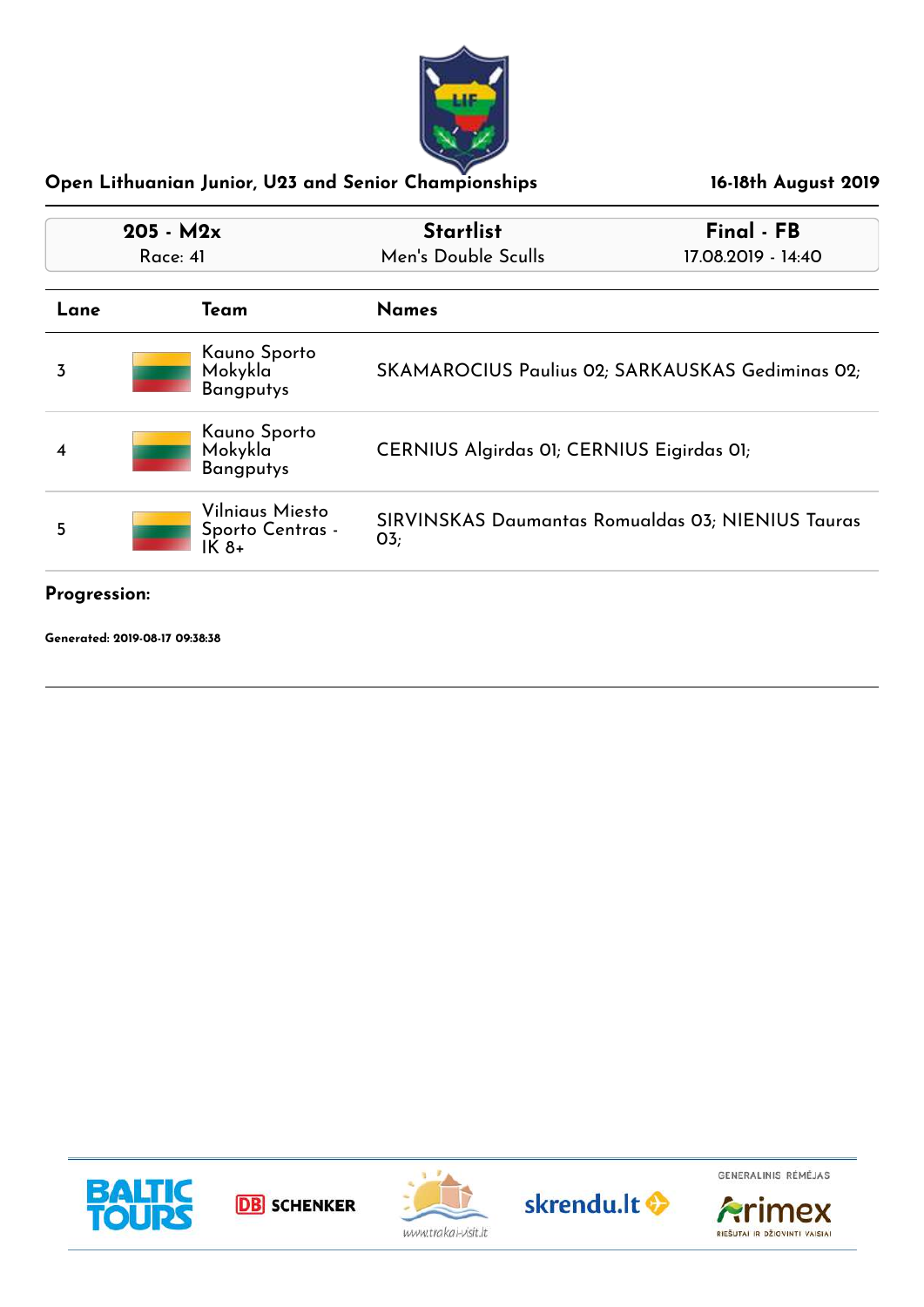Open Lithuanian Junior, U23 and Senior Championships

16-18th August 2019

| 205 - M2x | Startlist | Final - FB |
|---|---|---|
| Race: 41 | Men's Double Sculls | 17.08.2019 - 14:40 |

| Lane | Team | Names |
|---|---|---|
| 3 | Kauno Sporto Mokykla Bangputys | SKAMAROCIUS Paulius 02; SARKAUSKAS Gediminas 02; |
| 4 | Kauno Sporto Mokykla Bangputys | CERNIUS Algirdas 01; CERNIUS Eigirdas 01; |
| 5 | Vilniaus Miesto Sporto Centras - IK 8+ | SIRVINSKAS Daumantas Romualdas 03; NIENIUS Tauras 03; |

**Progression:**

**Generated: 2019-08-17 09:38:38**

BALTIC TOURS

DB SCHENKER

www.trakai-visit.lt

skrendu.lt

GENERALINIS RĖMĖJAS

Arimex

RIEŠUTAI IR DŽIOVINTI VAISIAI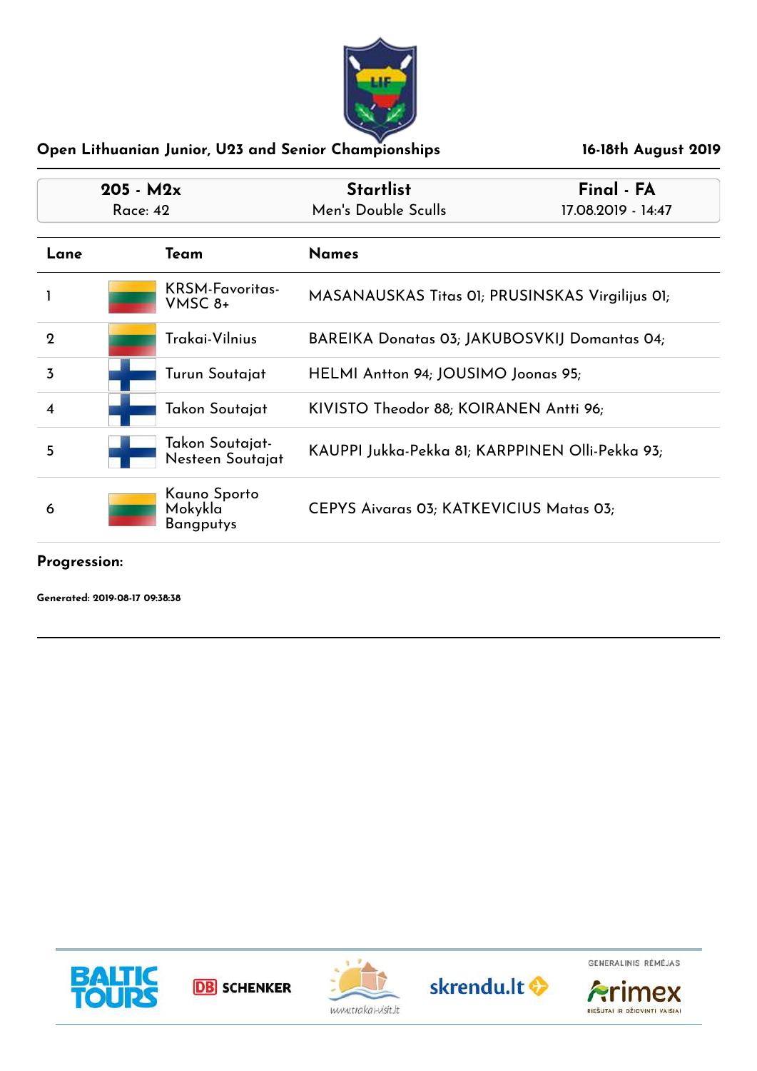## Open Lithuanian Junior, U23 and Senior Championships

**16-18th August 2019**

| 205 - M2x | Startlist | Final - FA |
|---|---|---|
| Race: 42 | Men's Double Sculls | 17.08.2019 - 14:47 |

| Lane | Team | Names |
|---|---|---|
| 1 | KRSM-Favoritas-VMSC 8+ | MASANAUSKAS Titas 01; PRUSINSKAS Virgilijus 01; |
| 2 | Trakai-Vilnius | BAREIKA Donatas 03; JAKUBOSVKIJ Domantas 04; |
| 3 | Turun Soutajat | HELMI Antton 94; JOUSIMO Joonas 95; |
| 4 | Takon Soutajat | KIVISTO Theodor 88; KOIRANEN Antti 96; |
| 5 | Takon Soutajat-Nesteen Soutajat | KAUPPI Jukka-Pekka 81; KARPPINEN Olli-Pekka 93; |
| 6 | Kauno Sporto Mokykla Bangputys | CEPYS Aivaras 03; KATKEVICIUS Matas 03; |

**Progression:**

**Generated: 2019-08-17 09:38:38**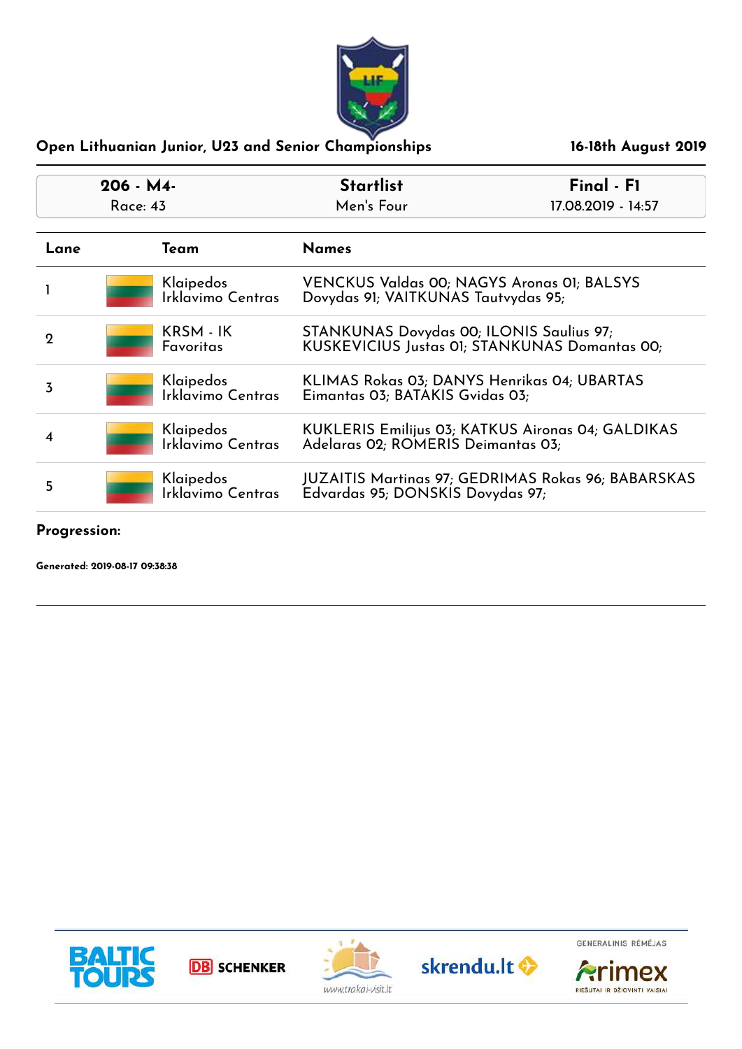**Open Lithuanian Junior, U23 and Senior Championships** — **16-18th August 2019**

| 206 - M4- | Startlist | Final - F1 |
| --- | --- | --- |
| Race: 43 | Men's Four | 17.08.2019 - 14:57 |

| Lane | Team | Names |
| --- | --- | --- |
| 1 | Klaipedos Irklavimo Centras | VENCKUS Valdas 00; NAGYS Aronas 01; BALSYS Dovydas 91; VAITKUNAS Tautvydas 95; |
| 2 | KRSM - IK Favoritas | STANKUNAS Dovydas 00; ILONIS Saulius 97; KUSKEVICIUS Justas 01; STANKUNAS Domantas 00; |
| 3 | Klaipedos Irklavimo Centras | KLIMAS Rokas 03; DANYS Henrikas 04; UBARTAS Eimantas 03; BATAKIS Gvidas 03; |
| 4 | Klaipedos Irklavimo Centras | KUKLERIS Emilijus 03; KATKUS Aironas 04; GALDIKAS Adelaras 02; ROMERIS Deimantas 03; |
| 5 | Klaipedos Irklavimo Centras | JUZAITIS Martinas 97; GEDRIMAS Rokas 96; BABARSKAS Edvardas 95; DONSKIS Dovydas 97; |

**Progression:**

**Generated: 2019-08-17 09:38:38**

GENERALINIS RĖMĖJAS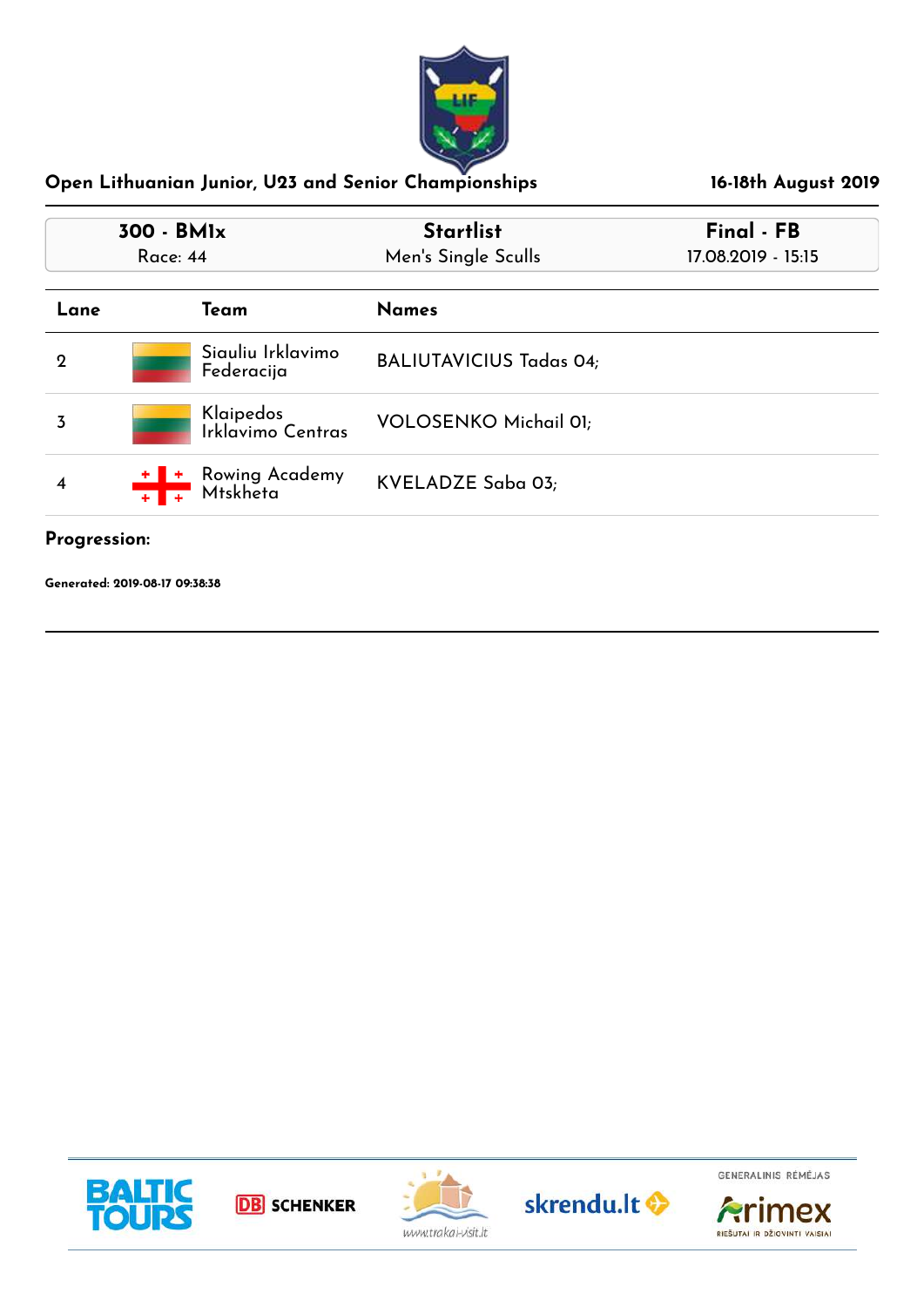## Open Lithuanian Junior, U23 and Senior Championships

**16-18th August 2019**

| **300 - BM1x** | **Startlist** | **Final - FB** |
|---|---|---|
| Race: 44 | Men's Single Sculls | 17.08.2019 - 15:15 |

| Lane | Team | Names |
|---|---|---|
| 2 | Siauliu Irklavimo Federacija | BALIUTAVICIUS Tadas 04; |
| 3 | Klaipedos Irklavimo Centras | VOLOSENKO Michail 01; |
| 4 | Rowing Academy Mtskheta | KVELADZE Saba 03; |

**Progression:**

**Generated: 2019-08-17 09:38:38**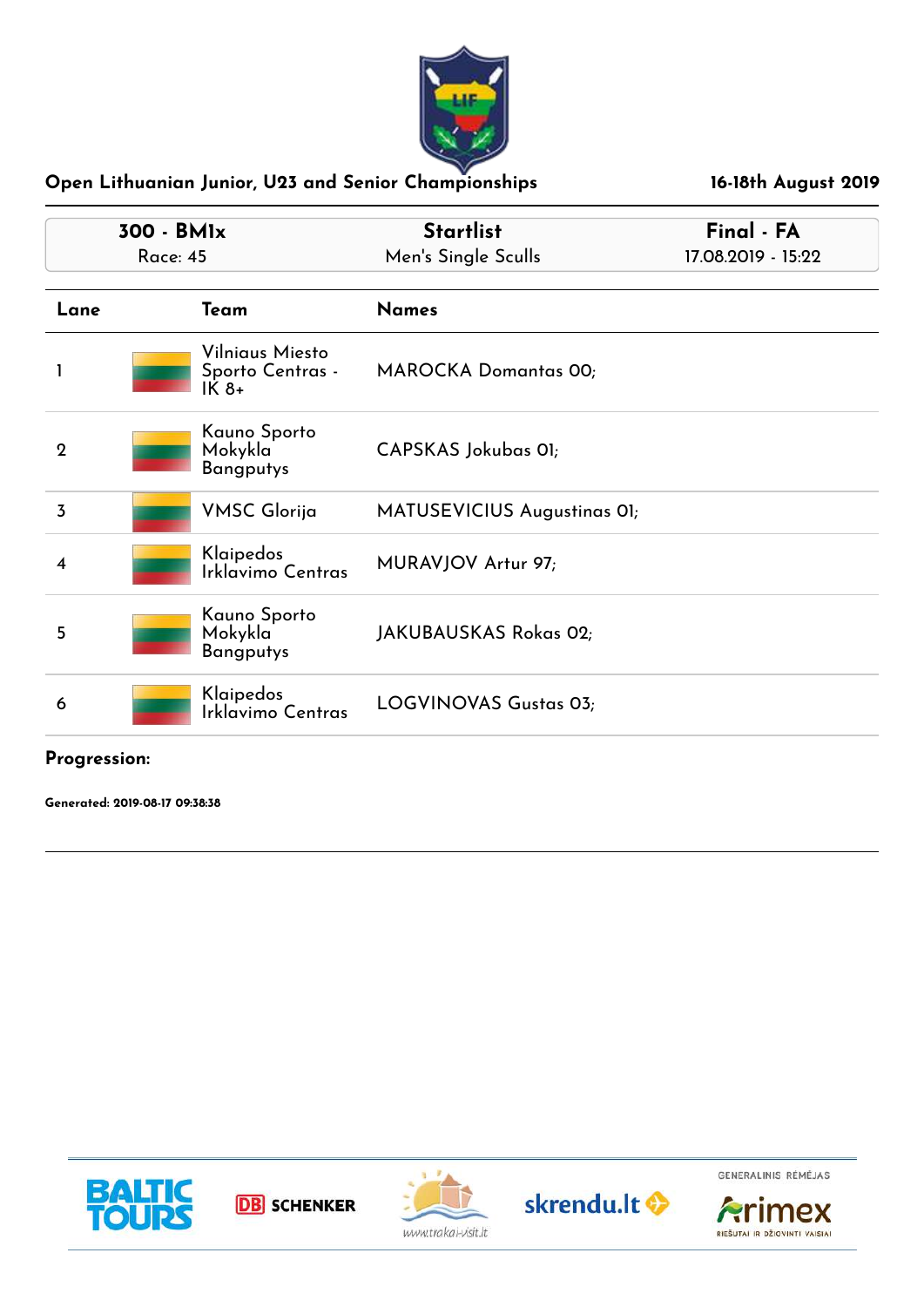## Open Lithuanian Junior, U23 and Senior Championships

**16-18th August 2019**

| **300 - BM1x** | **Startlist** | **Final - FA** |
|---|---|---|
| Race: 45 | Men's Single Sculls | 17.08.2019 - 15:22 |

| Lane | Team | Names |
|---|---|---|
| 1 | Vilniaus Miesto Sporto Centras - IK 8+ | MAROCKA Domantas 00; |
| 2 | Kauno Sporto Mokykla Bangputys | CAPSKAS Jokubas 01; |
| 3 | VMSC Glorija | MATUSEVICIUS Augustinas 01; |
| 4 | Klaipedos Irklavimo Centras | MURAVJOV Artur 97; |
| 5 | Kauno Sporto Mokykla Bangputys | JAKUBAUSKAS Rokas 02; |
| 6 | Klaipedos Irklavimo Centras | LOGVINOVAS Gustas 03; |

**Progression:**

**Generated: 2019-08-17 09:38:38**

BALTIC TOURS | DB SCHENKER | www.trakai-visit.lt | skrendu.lt | GENERALINIS RĖMĖJAS Arimex RIEŠUTAI IR DŽIOVINTI VAISIAI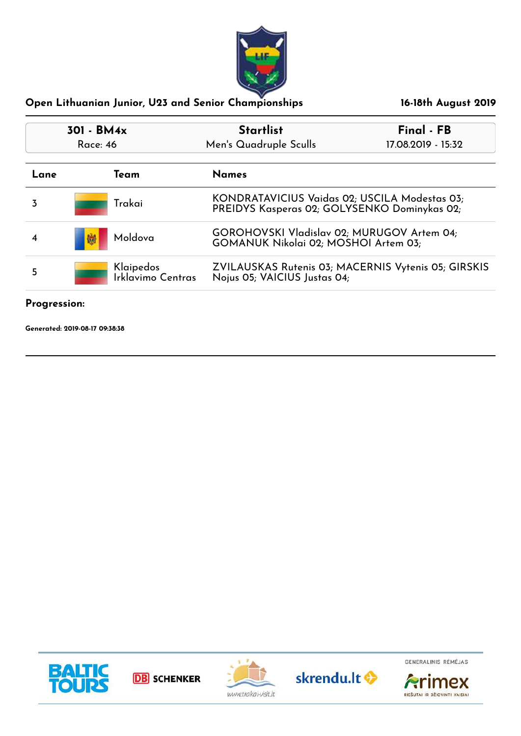## Open Lithuanian Junior, U23 and Senior Championships

16-18th August 2019

| 301 - BM4x | Startlist | Final - FB |
|---|---|---|
| Race: 46 | Men's Quadruple Sculls | 17.08.2019 - 15:32 |

| Lane | Team | Names |
|---|---|---|
| 3 | Trakai | KONDRATAVICIUS Vaidas 02; USCILA Modestas 03; PREIDYS Kasperas 02; GOLYSENKO Dominykas 02; |
| 4 | Moldova | GOROHOVSKI Vladislav 02; MURUGOV Artem 04; GOMANUK Nikolai 02; MOSHOI Artem 03; |
| 5 | Klaipedos Irklavimo Centras | ZVILAUSKAS Rutenis 03; MACERNIS Vytenis 05; GIRSKIS Nojus 05; VAICIUS Justas 04; |

**Progression:**

**Generated: 2019-08-17 09:38:38**

BALTIC TOURS | DB SCHENKER | www.trakai-visit.lt | skrendu.lt | GENERALINIS RĖMĖJAS Arimex RIEŠUTAI IR DŽIOVINTI VAISIAI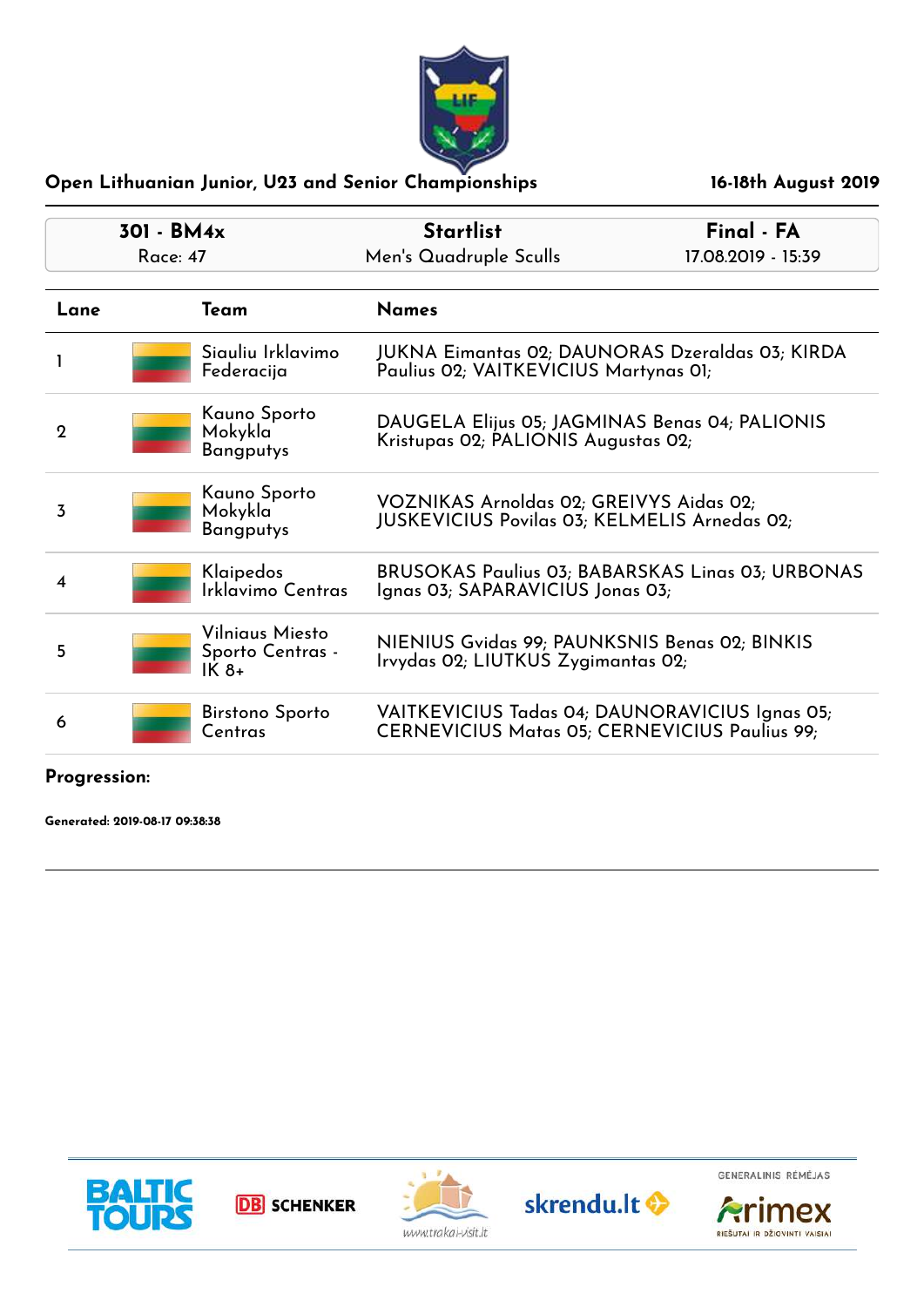**Open Lithuanian Junior, U23 and Senior Championships** | **16-18th August 2019**

| **301 - BM4x** | **Startlist** | **Final - FA** |
|---|---|---|
| Race: 47 | Men's Quadruple Sculls | 17.08.2019 - 15:39 |

| Lane | Team | Names |
|---|---|---|
| 1 | Siauliu Irklavimo Federacija | JUKNA Eimantas 02; DAUNORAS Dzeraldas 03; KIRDA Paulius 02; VAITKEVICIUS Martynas 01; |
| 2 | Kauno Sporto Mokykla Bangputys | DAUGELA Elijus 05; JAGMINAS Benas 04; PALIONIS Kristupas 02; PALIONIS Augustas 02; |
| 3 | Kauno Sporto Mokykla Bangputys | VOZNIKAS Arnoldas 02; GREIVYS Aidas 02; JUSKEVICIUS Povilas 03; KELMELIS Arnedas 02; |
| 4 | Klaipedos Irklavimo Centras | BRUSOKAS Paulius 03; BABARSKAS Linas 03; URBONAS Ignas 03; SAPARAVICIUS Jonas 03; |
| 5 | Vilniaus Miesto Sporto Centras - IK 8+ | NIENIUS Gvidas 99; PAUNKSNIS Benas 02; BINKIS Irvydas 02; LIUTKUS Zygimantas 02; |
| 6 | Birstono Sporto Centras | VAITKEVICIUS Tadas 04; DAUNORAVICIUS Ignas 05; CERNEVICIUS Matas 05; CERNEVICIUS Paulius 99; |

**Progression:**

**Generated: 2019-08-17 09:38:38**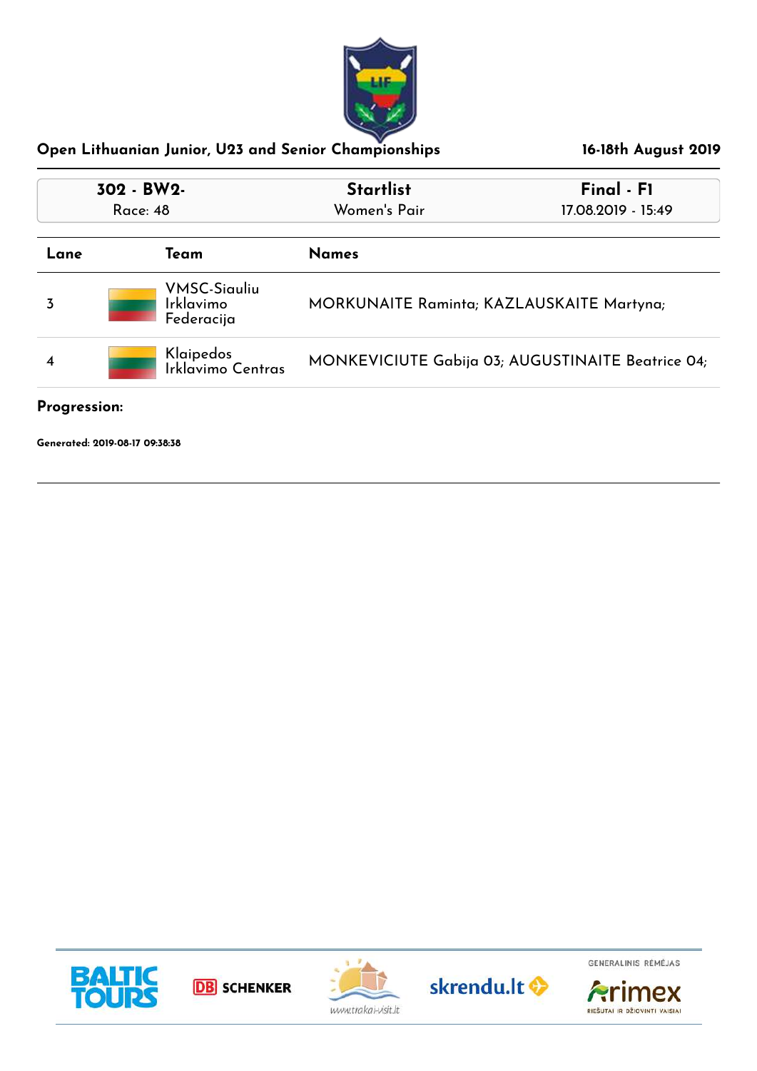## Open Lithuanian Junior, U23 and Senior Championships

**16-18th August 2019**

| 302 - BW2- | Startlist | Final - F1 |
|---|---|---|
| Race: 48 | Women's Pair | 17.08.2019 - 15:49 |

| Lane | Team | Names |
|---|---|---|
| 3 | VMSC-Siauliu Irklavimo Federacija | MORKUNAITE Raminta; KAZLAUSKAITE Martyna; |
| 4 | Klaipedos Irklavimo Centras | MONKEVICIUTE Gabija 03; AUGUSTINAITE Beatrice 04; |

**Progression:**

**Generated: 2019-08-17 09:38:38**

GENERALINIS RĖMĖJAS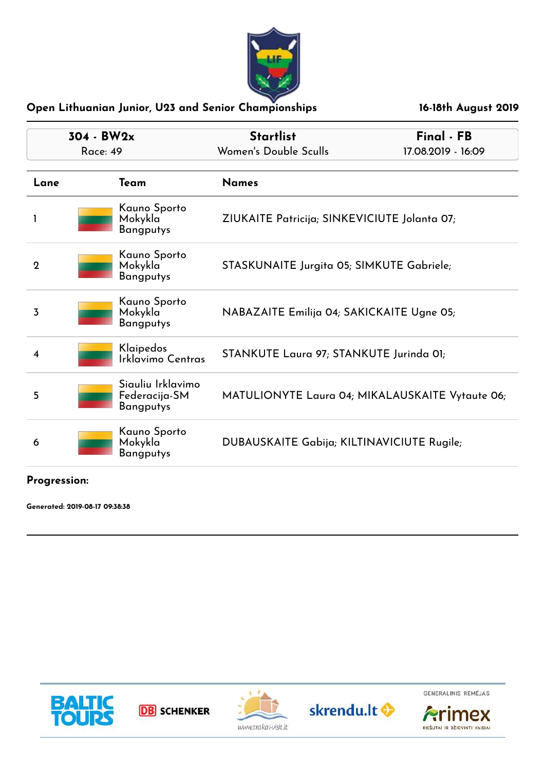## Open Lithuanian Junior, U23 and Senior Championships

16-18th August 2019

| 304 - BW2x | Startlist | Final - FB |
|---|---|---|
| Race: 49 | Women's Double Sculls | 17.08.2019 - 16:09 |

| Lane | Team | Names |
|---|---|---|
| 1 | Kauno Sporto Mokykla Bangputys | ZIUKAITE Patricija; SINKEVICIUTE Jolanta 07; |
| 2 | Kauno Sporto Mokykla Bangputys | STASKUNAITE Jurgita 05; SIMKUTE Gabriele; |
| 3 | Kauno Sporto Mokykla Bangputys | NABAZAITE Emilija 04; SAKICKAITE Ugne 05; |
| 4 | Klaipedos Irklavimo Centras | STANKUTE Laura 97; STANKUTE Jurinda 01; |
| 5 | Siauliu Irklavimo Federacija-SM Bangputys | MATULIONYTE Laura 04; MIKALAUSKAITE Vytaute 06; |
| 6 | Kauno Sporto Mokykla Bangputys | DUBAUSKAITE Gabija; KILTINAVICIUTE Rugile; |

**Progression:**

**Generated: 2019-08-17 09:38:38**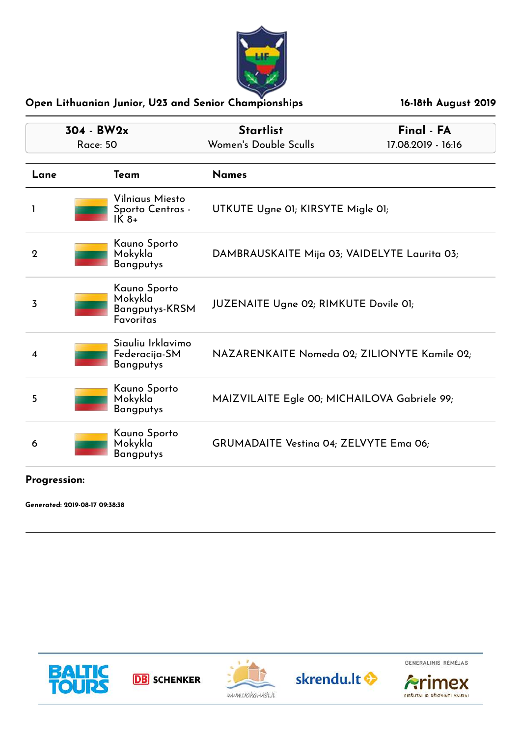## Open Lithuanian Junior, U23 and Senior Championships

**16-18th August 2019**

| **304 - BW2x** | **Startlist** | **Final - FA** |
|---|---|---|
| Race: 50 | Women's Double Sculls | 17.08.2019 - 16:16 |

| Lane | Team | Names |
|---|---|---|
| 1 | Vilniaus Miesto Sporto Centras - IK 8+ | UTKUTE Ugne 01; KIRSYTE Migle 01; |
| 2 | Kauno Sporto Mokykla Bangputys | DAMBRAUSKAITE Mija 03; VAIDELYTE Laurita 03; |
| 3 | Kauno Sporto Mokykla Bangputys-KRSM Favoritas | JUZENAITE Ugne 02; RIMKUTE Dovile 01; |
| 4 | Siauliu Irklavimo Federacija-SM Bangputys | NAZARENKAITE Nomeda 02; ZILIONYTE Kamile 02; |
| 5 | Kauno Sporto Mokykla Bangputys | MAIZVILAITE Egle 00; MICHAILOVA Gabriele 99; |
| 6 | Kauno Sporto Mokykla Bangputys | GRUMADAITE Vestina 04; ZELVYTE Ema 06; |

**Progression:**

**Generated: 2019-08-17 09:38:38**

BALTIC TOURS | DB SCHENKER | www.trakai-visit.lt | skrendu.lt | GENERALINIS RĖMĖJAS Arimex RIEŠUTAI IR DŽIOVINTI VAISIAI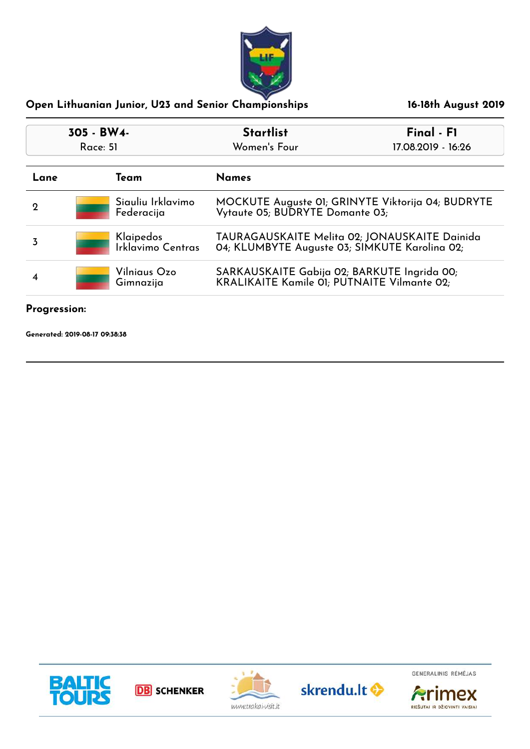## Open Lithuanian Junior, U23 and Senior Championships

**16-18th August 2019**

| 305 - BW4- | Startlist | Final - F1 |
|---|---|---|
| Race: 51 | Women's Four | 17.08.2019 - 16:26 |

| Lane | Team | Names |
|---|---|---|
| 2 | Siauliu Irklavimo Federacija | MOCKUTE Auguste 01; GRINYTE Viktorija 04; BUDRYTE Vytaute 05; BUDRYTE Domante 03; |
| 3 | Klaipedos Irklavimo Centras | TAURAGAUSKAITE Melita 02; JONAUSKAITE Dainida 04; KLUMBYTE Auguste 03; SIMKUTE Karolina 02; |
| 4 | Vilniaus Ozo Gimnazija | SARKAUSKAITE Gabija 02; BARKUTE Ingrida 00; KRALIKAITE Kamile 01; PUTNAITE Vilmante 02; |

**Progression:**

**Generated: 2019-08-17 09:38:38**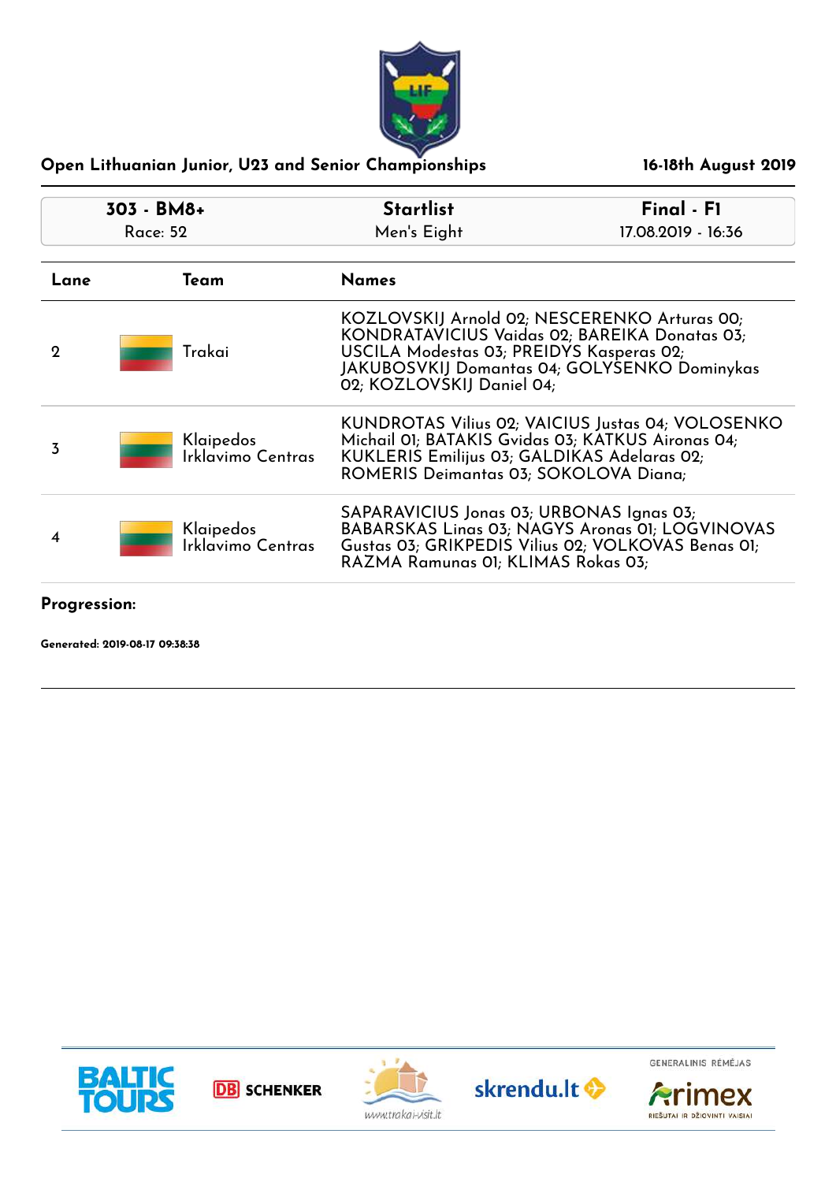## Open Lithuanian Junior, U23 and Senior Championships

16-18th August 2019

| 303 - BM8+ | Startlist | Final - F1 |
|---|---|---|
| Race: 52 | Men's Eight | 17.08.2019 - 16:36 |

| Lane | Team | Names |
|---|---|---|
| 2 | Trakai | KOZLOVSKIJ Arnold 02; NESCERENKO Arturas 00; KONDRATAVICIUS Vaidas 02; BAREIKA Donatas 03; USCILA Modestas 03; PREIDYS Kasperas 02; JAKUBOSVKIJ Domantas 04; GOLYSENKO Dominykas 02; KOZLOVSKIJ Daniel 04; |
| 3 | Klaipedos Irklavimo Centras | KUNDROTAS Vilius 02; VAICIUS Justas 04; VOLOSENKO Michail 01; BATAKIS Gvidas 03; KATKUS Aironas 04; KUKLERIS Emilijus 03; GALDIKAS Adelaras 02; ROMERIS Deimantas 03; SOKOLOVA Diana; |
| 4 | Klaipedos Irklavimo Centras | SAPARAVICIUS Jonas 03; URBONAS Ignas 03; BABARSKAS Linas 03; NAGYS Aronas 01; LOGVINOVAS Gustas 03; GRIKPEDIS Vilius 02; VOLKOVAS Benas 01; RAZMA Ramunas 01; KLIMAS Rokas 03; |

**Progression:**

**Generated: 2019-08-17 09:38:38**